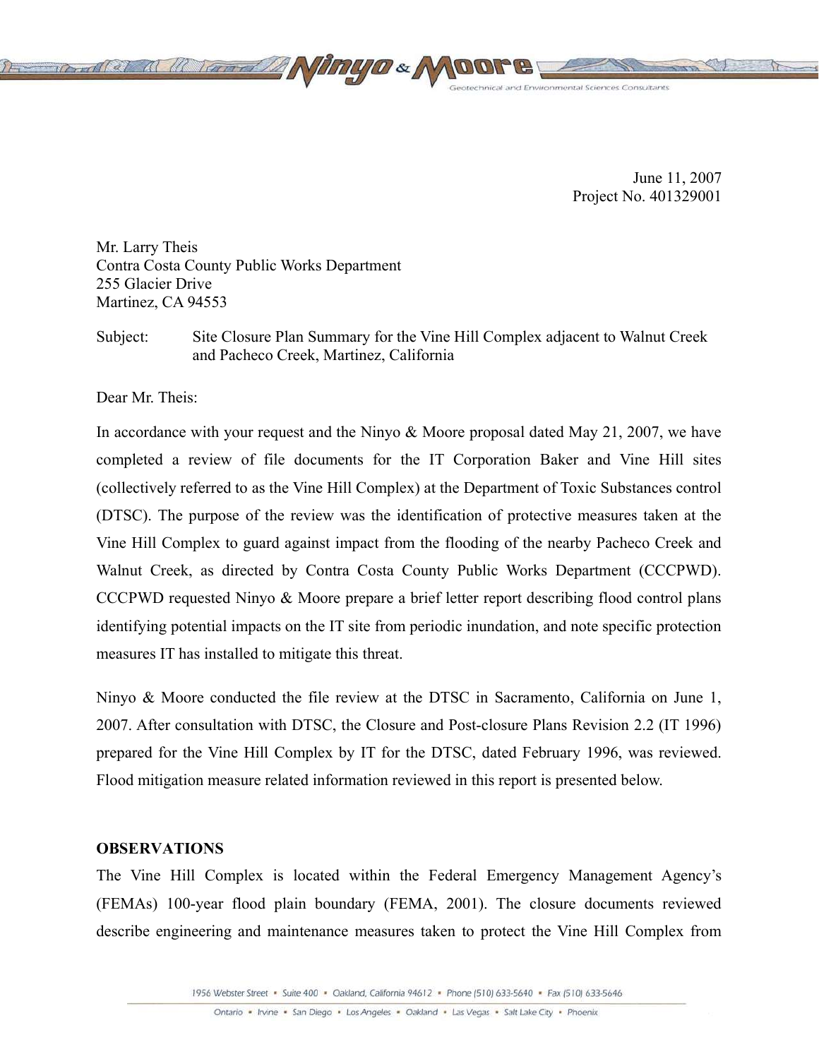June 11, 2007
Project No. 401329001

Mr. Larry Theis
Contra Costa County Public Works Department
255 Glacier Drive
Martinez, CA 94553

Subject: Site Closure Plan Summary for the Vine Hill Complex adjacent to Walnut Creek and Pacheco Creek, Martinez, California

Dear Mr. Theis:

In accordance with your request and the Ninyo & Moore proposal dated May 21, 2007, we have completed a review of file documents for the IT Corporation Baker and Vine Hill sites (collectively referred to as the Vine Hill Complex) at the Department of Toxic Substances control (DTSC). The purpose of the review was the identification of protective measures taken at the Vine Hill Complex to guard against impact from the flooding of the nearby Pacheco Creek and Walnut Creek, as directed by Contra Costa County Public Works Department (CCCPWD). CCCPWD requested Ninyo & Moore prepare a brief letter report describing flood control plans identifying potential impacts on the IT site from periodic inundation, and note specific protection measures IT has installed to mitigate this threat.

Ninyo & Moore conducted the file review at the DTSC in Sacramento, California on June 1, 2007. After consultation with DTSC, the Closure and Post-closure Plans Revision 2.2 (IT 1996) prepared for the Vine Hill Complex by IT for the DTSC, dated February 1996, was reviewed. Flood mitigation measure related information reviewed in this report is presented below.

## OBSERVATIONS

The Vine Hill Complex is located within the Federal Emergency Management Agency's (FEMAs) 100-year flood plain boundary (FEMA, 2001). The closure documents reviewed describe engineering and maintenance measures taken to protect the Vine Hill Complex from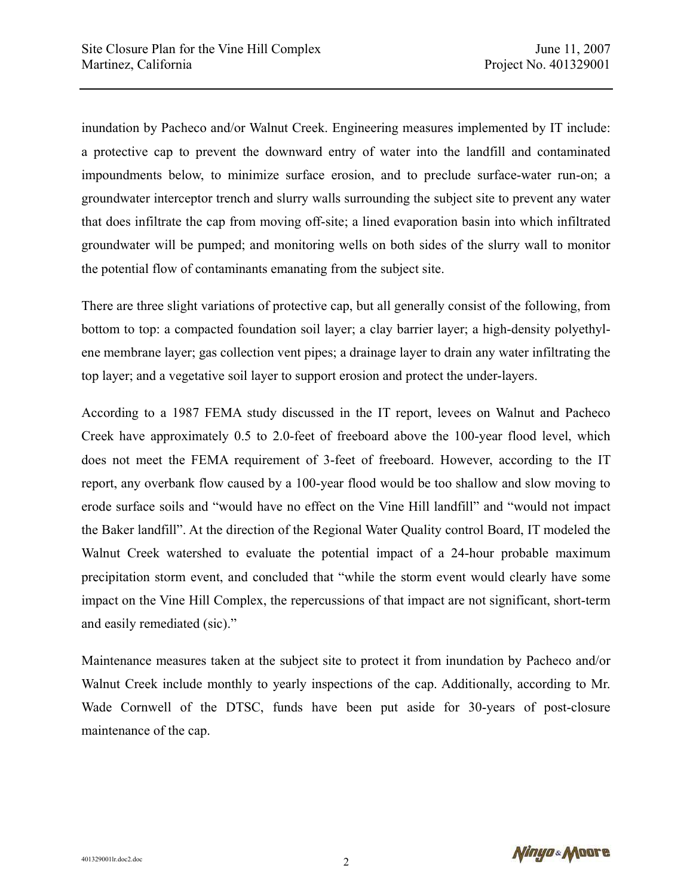inundation by Pacheco and/or Walnut Creek. Engineering measures implemented by IT include: a protective cap to prevent the downward entry of water into the landfill and contaminated impoundments below, to minimize surface erosion, and to preclude surface-water run-on; a groundwater interceptor trench and slurry walls surrounding the subject site to prevent any water that does infiltrate the cap from moving off-site; a lined evaporation basin into which infiltrated groundwater will be pumped; and monitoring wells on both sides of the slurry wall to monitor the potential flow of contaminants emanating from the subject site.

There are three slight variations of protective cap, but all generally consist of the following, from bottom to top: a compacted foundation soil layer; a clay barrier layer; a high-density polyethylene membrane layer; gas collection vent pipes; a drainage layer to drain any water infiltrating the top layer; and a vegetative soil layer to support erosion and protect the under-layers.

According to a 1987 FEMA study discussed in the IT report, levees on Walnut and Pacheco Creek have approximately 0.5 to 2.0-feet of freeboard above the 100-year flood level, which does not meet the FEMA requirement of 3-feet of freeboard. However, according to the IT report, any overbank flow caused by a 100-year flood would be too shallow and slow moving to erode surface soils and "would have no effect on the Vine Hill landfill" and "would not impact the Baker landfill". At the direction of the Regional Water Quality control Board, IT modeled the Walnut Creek watershed to evaluate the potential impact of a 24-hour probable maximum precipitation storm event, and concluded that "while the storm event would clearly have some impact on the Vine Hill Complex, the repercussions of that impact are not significant, short-term and easily remediated (sic)."

Maintenance measures taken at the subject site to protect it from inundation by Pacheco and/or Walnut Creek include monthly to yearly inspections of the cap. Additionally, according to Mr. Wade Cornwell of the DTSC, funds have been put aside for 30-years of post-closure maintenance of the cap.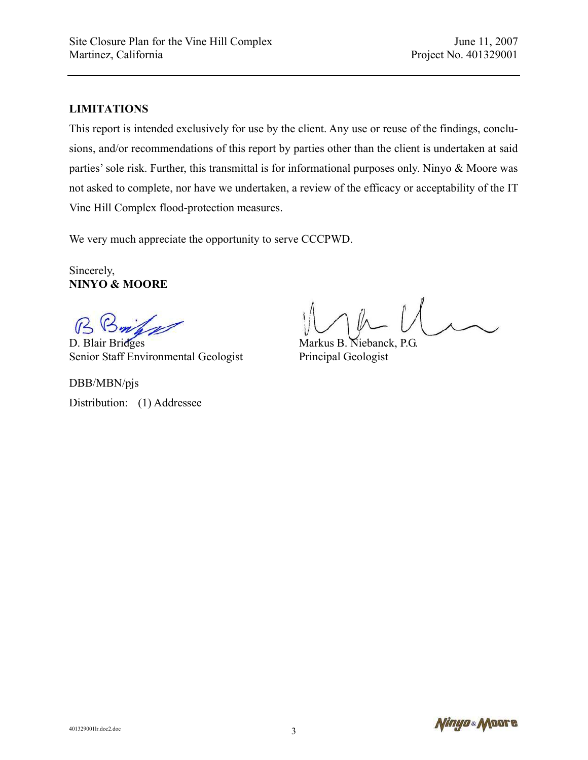## LIMITATIONS

This report is intended exclusively for use by the client. Any use or reuse of the findings, conclusions, and/or recommendations of this report by parties other than the client is undertaken at said parties' sole risk. Further, this transmittal is for informational purposes only. Ninyo & Moore was not asked to complete, nor have we undertaken, a review of the efficacy or acceptability of the IT Vine Hill Complex flood-protection measures.

We very much appreciate the opportunity to serve CCCPWD.

Sincerely,
**NINYO & MOORE**

D. Blair Bridges
Senior Staff Environmental Geologist

Markus B. Niebanck, P.G.
Principal Geologist

DBB/MBN/pjs

Distribution: (1) Addressee